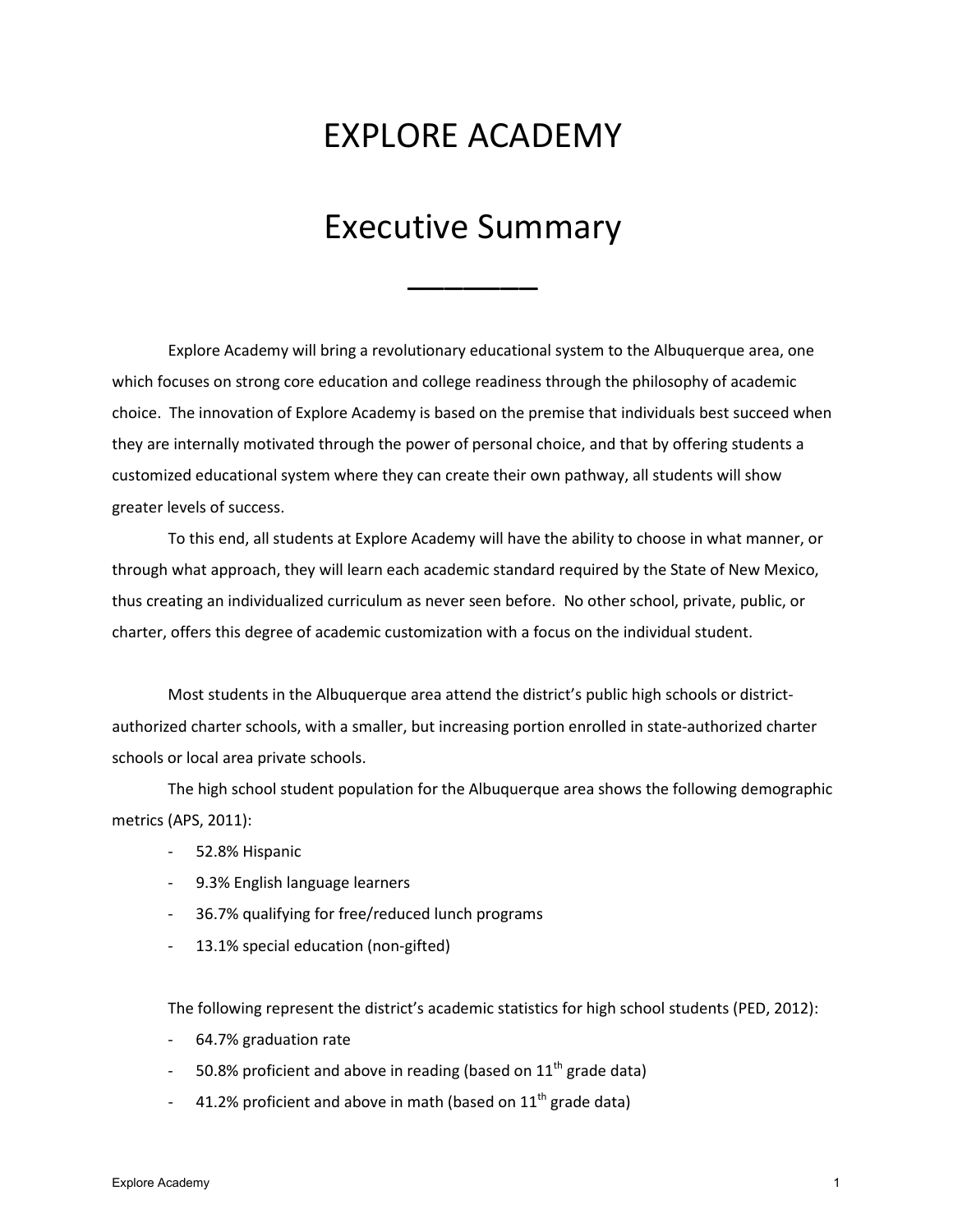# EXPLORE ACADEMY

## Executive Summary

---

Explore Academy will bring a revolutionary educational system to the Albuquerque area, one which focuses on strong core education and college readiness through the philosophy of academic choice. The innovation of Explore Academy is based on the premise that individuals best succeed when they are internally motivated through the power of personal choice, and that by offering students a customized educational system where they can create their own pathway, all students will show greater levels of success.

To this end, all students at Explore Academy will have the ability to choose in what manner, or through what approach, they will learn each academic standard required by the State of New Mexico, thus creating an individualized curriculum as never seen before. No other school, private, public, or charter, offers this degree of academic customization with a focus on the individual student.

Most students in the Albuquerque area attend the district's public high schools or district-authorized charter schools, with a smaller, but increasing portion enrolled in state-authorized charter schools or local area private schools.

The high school student population for the Albuquerque area shows the following demographic metrics (APS, 2011):

- 52.8% Hispanic
- 9.3% English language learners
- 36.7% qualifying for free/reduced lunch programs
- 13.1% special education (non-gifted)

The following represent the district's academic statistics for high school students (PED, 2012):

- 64.7% graduation rate
- 50.8% proficient and above in reading (based on 11th grade data)
- 41.2% proficient and above in math (based on 11th grade data)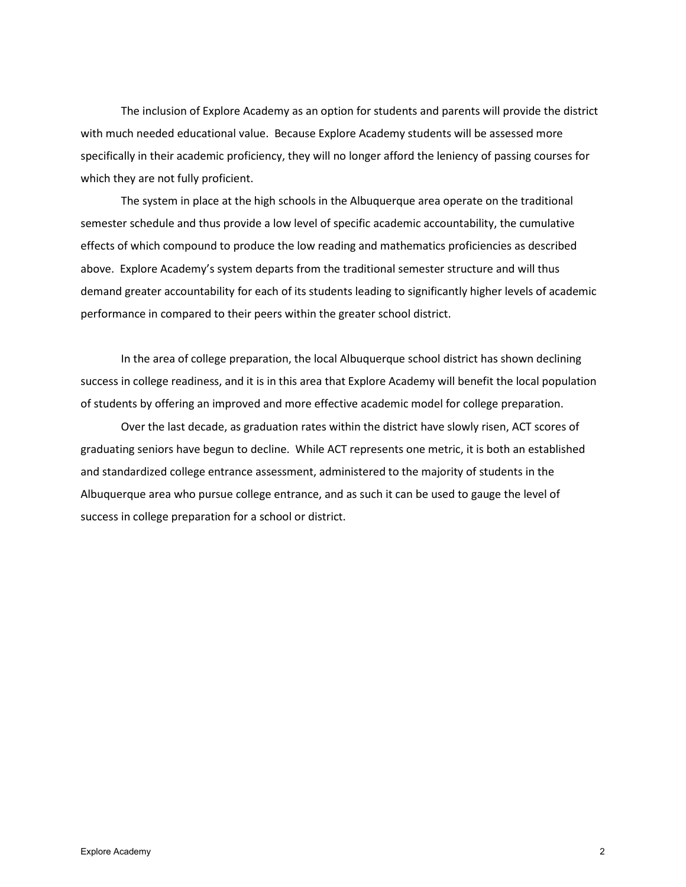The inclusion of Explore Academy as an option for students and parents will provide the district with much needed educational value. Because Explore Academy students will be assessed more specifically in their academic proficiency, they will no longer afford the leniency of passing courses for which they are not fully proficient.

The system in place at the high schools in the Albuquerque area operate on the traditional semester schedule and thus provide a low level of specific academic accountability, the cumulative effects of which compound to produce the low reading and mathematics proficiencies as described above. Explore Academy's system departs from the traditional semester structure and will thus demand greater accountability for each of its students leading to significantly higher levels of academic performance in compared to their peers within the greater school district.

In the area of college preparation, the local Albuquerque school district has shown declining success in college readiness, and it is in this area that Explore Academy will benefit the local population of students by offering an improved and more effective academic model for college preparation.

Over the last decade, as graduation rates within the district have slowly risen, ACT scores of graduating seniors have begun to decline. While ACT represents one metric, it is both an established and standardized college entrance assessment, administered to the majority of students in the Albuquerque area who pursue college entrance, and as such it can be used to gauge the level of success in college preparation for a school or district.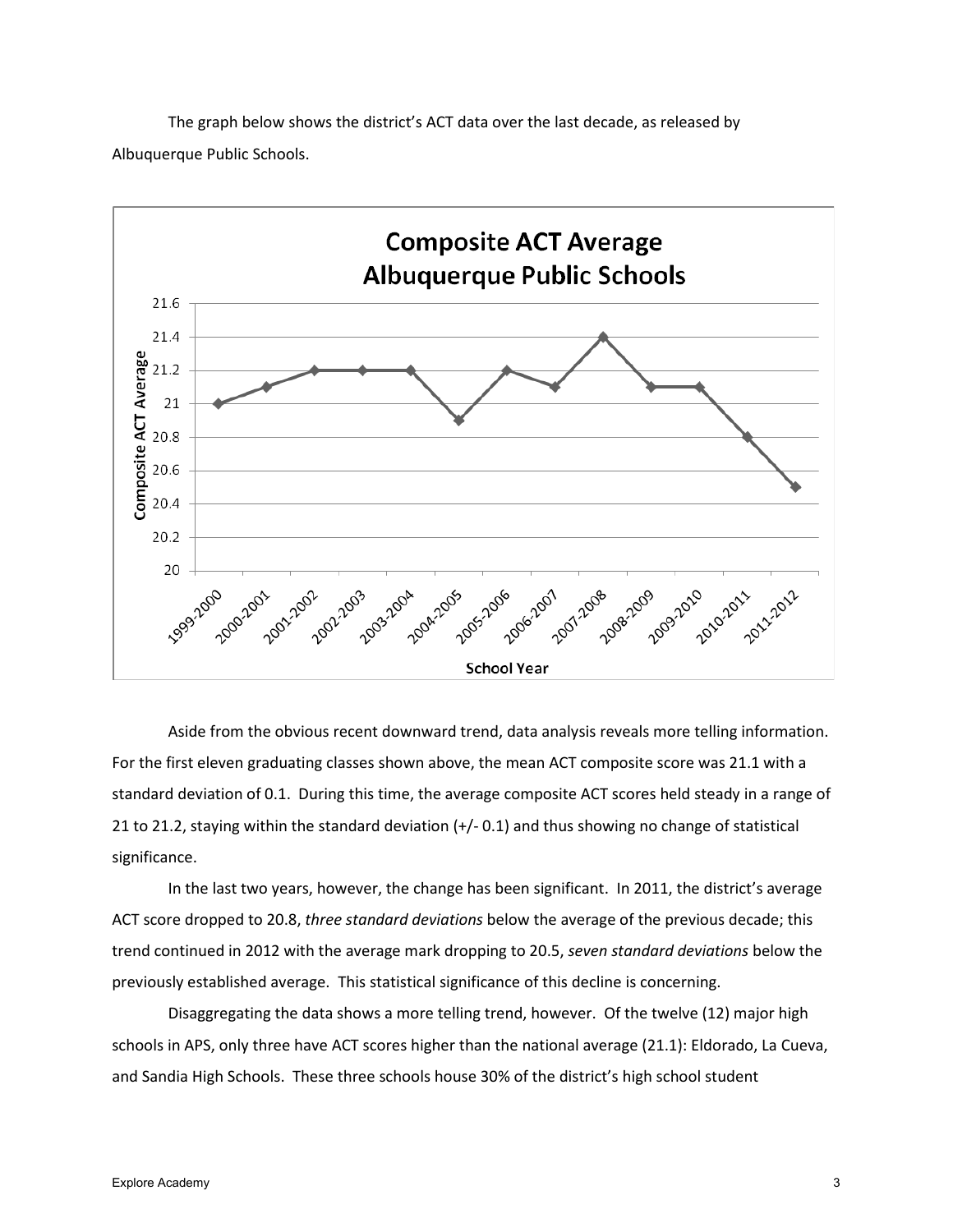The graph below shows the district's ACT data over the last decade, as released by Albuquerque Public Schools.

Aside from the obvious recent downward trend, data analysis reveals more telling information. For the first eleven graduating classes shown above, the mean ACT composite score was 21.1 with a standard deviation of 0.1. During this time, the average composite ACT scores held steady in a range of 21 to 21.2, staying within the standard deviation (+/- 0.1) and thus showing no change of statistical significance.

In the last two years, however, the change has been significant. In 2011, the district's average ACT score dropped to 20.8, *three standard deviations* below the average of the previous decade; this trend continued in 2012 with the average mark dropping to 20.5, *seven standard deviations* below the previously established average. This statistical significance of this decline is concerning.

Disaggregating the data shows a more telling trend, however. Of the twelve (12) major high schools in APS, only three have ACT scores higher than the national average (21.1): Eldorado, La Cueva, and Sandia High Schools. These three schools house 30% of the district's high school student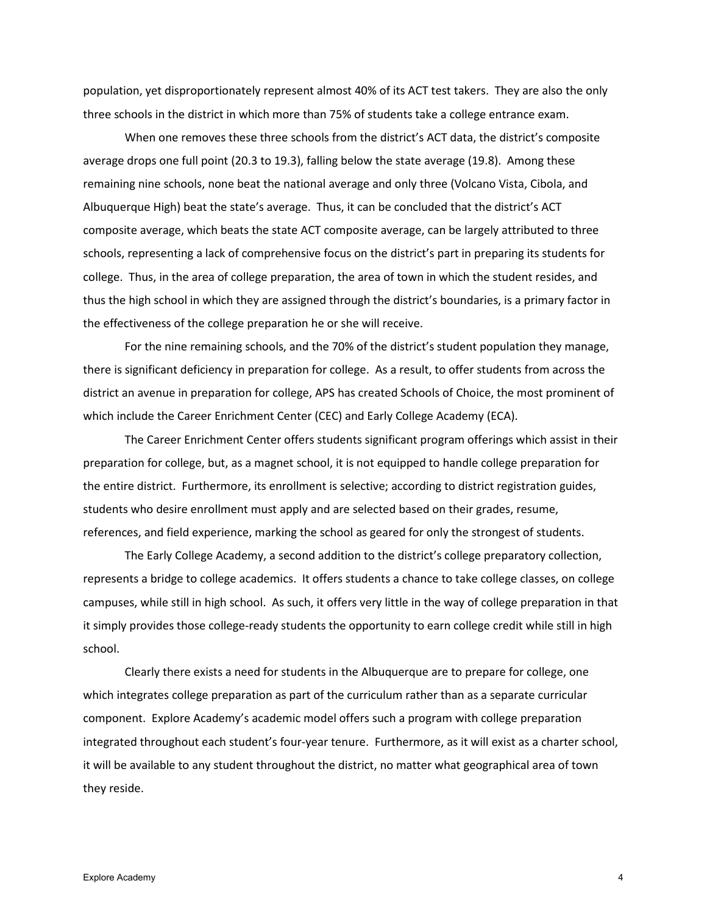population, yet disproportionately represent almost 40% of its ACT test takers. They are also the only three schools in the district in which more than 75% of students take a college entrance exam.

When one removes these three schools from the district's ACT data, the district's composite average drops one full point (20.3 to 19.3), falling below the state average (19.8). Among these remaining nine schools, none beat the national average and only three (Volcano Vista, Cibola, and Albuquerque High) beat the state's average. Thus, it can be concluded that the district's ACT composite average, which beats the state ACT composite average, can be largely attributed to three schools, representing a lack of comprehensive focus on the district's part in preparing its students for college. Thus, in the area of college preparation, the area of town in which the student resides, and thus the high school in which they are assigned through the district's boundaries, is a primary factor in the effectiveness of the college preparation he or she will receive.

For the nine remaining schools, and the 70% of the district's student population they manage, there is significant deficiency in preparation for college. As a result, to offer students from across the district an avenue in preparation for college, APS has created Schools of Choice, the most prominent of which include the Career Enrichment Center (CEC) and Early College Academy (ECA).

The Career Enrichment Center offers students significant program offerings which assist in their preparation for college, but, as a magnet school, it is not equipped to handle college preparation for the entire district. Furthermore, its enrollment is selective; according to district registration guides, students who desire enrollment must apply and are selected based on their grades, resume, references, and field experience, marking the school as geared for only the strongest of students.

The Early College Academy, a second addition to the district's college preparatory collection, represents a bridge to college academics. It offers students a chance to take college classes, on college campuses, while still in high school. As such, it offers very little in the way of college preparation in that it simply provides those college-ready students the opportunity to earn college credit while still in high school.

Clearly there exists a need for students in the Albuquerque are to prepare for college, one which integrates college preparation as part of the curriculum rather than as a separate curricular component. Explore Academy's academic model offers such a program with college preparation integrated throughout each student's four-year tenure. Furthermore, as it will exist as a charter school, it will be available to any student throughout the district, no matter what geographical area of town they reside.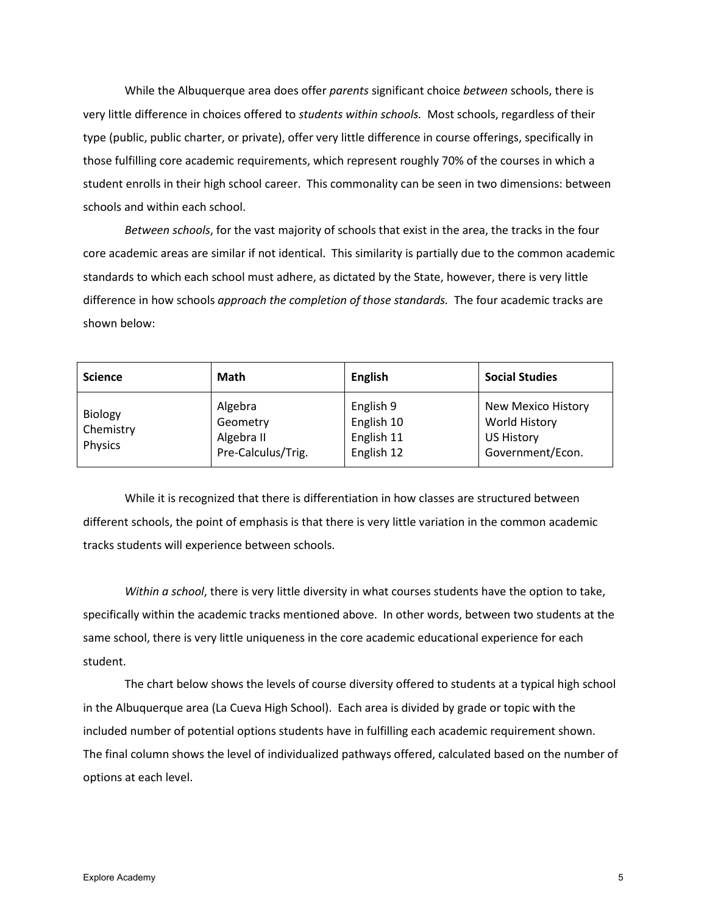While the Albuquerque area does offer *parents* significant choice *between* schools, there is very little difference in choices offered to *students within schools.* Most schools, regardless of their type (public, public charter, or private), offer very little difference in course offerings, specifically in those fulfilling core academic requirements, which represent roughly 70% of the courses in which a student enrolls in their high school career. This commonality can be seen in two dimensions: between schools and within each school.

*Between schools*, for the vast majority of schools that exist in the area, the tracks in the four core academic areas are similar if not identical. This similarity is partially due to the common academic standards to which each school must adhere, as dictated by the State, however, there is very little difference in how schools *approach the completion of those standards.* The four academic tracks are shown below:

| **Science** | **Math** | **English** | **Social Studies** |
|---|---|---|---|
| Biology<br>Chemistry<br>Physics | Algebra<br>Geometry<br>Algebra II<br>Pre-Calculus/Trig. | English 9<br>English 10<br>English 11<br>English 12 | New Mexico History<br>World History<br>US History<br>Government/Econ. |

While it is recognized that there is differentiation in how classes are structured between different schools, the point of emphasis is that there is very little variation in the common academic tracks students will experience between schools.

*Within a school*, there is very little diversity in what courses students have the option to take, specifically within the academic tracks mentioned above. In other words, between two students at the same school, there is very little uniqueness in the core academic educational experience for each student.

The chart below shows the levels of course diversity offered to students at a typical high school in the Albuquerque area (La Cueva High School). Each area is divided by grade or topic with the included number of potential options students have in fulfilling each academic requirement shown. The final column shows the level of individualized pathways offered, calculated based on the number of options at each level.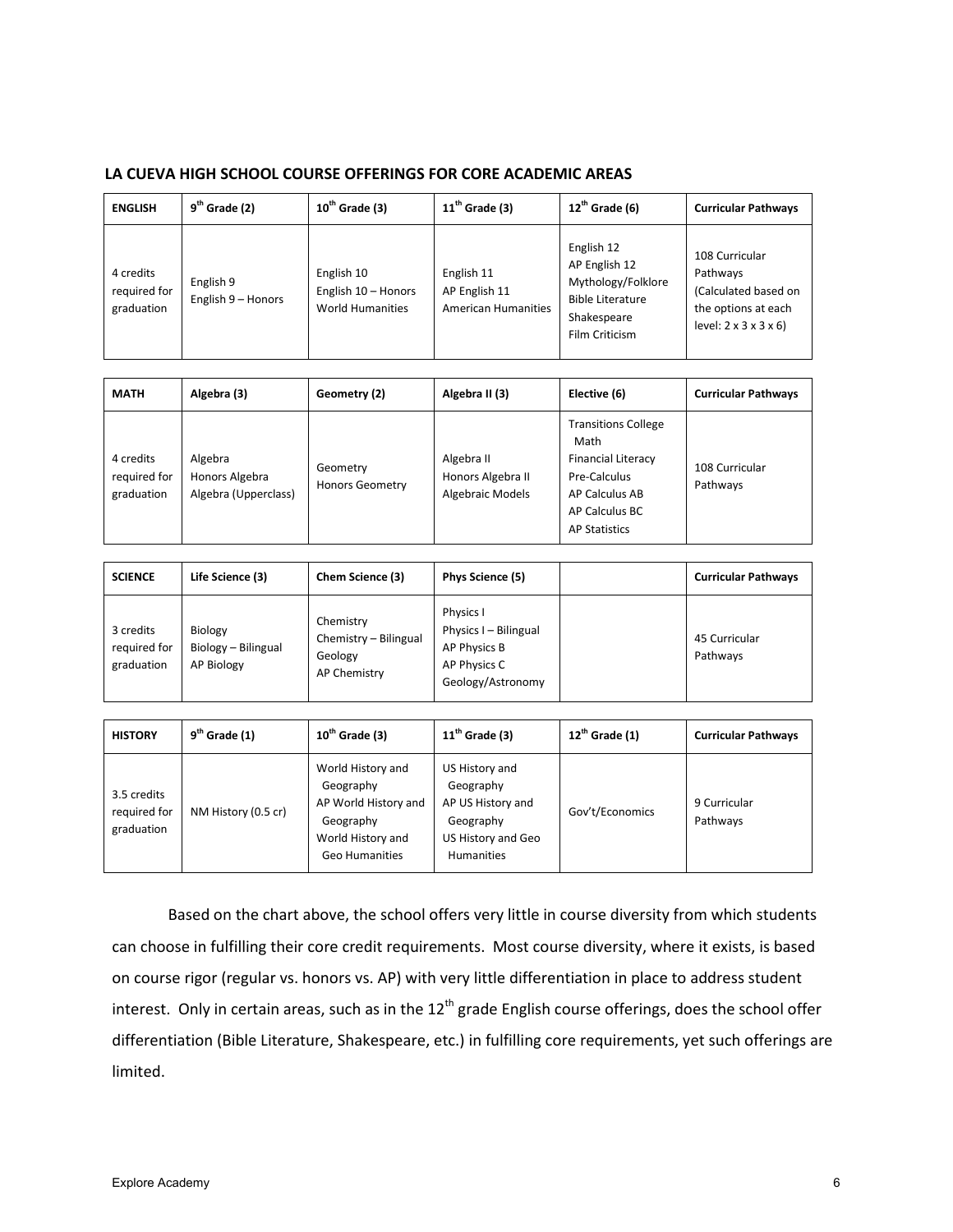### LA CUEVA HIGH SCHOOL COURSE OFFERINGS FOR CORE ACADEMIC AREAS

| ENGLISH | 9th Grade (2) | 10th Grade (3) | 11th Grade (3) | 12th Grade (6) | Curricular Pathways |
|---|---|---|---|---|---|
| 4 credits required for graduation | English 9<br>English 9 – Honors | English 10<br>English 10 – Honors<br>World Humanities | English 11<br>AP English 11<br>American Humanities | English 12<br>AP English 12<br>Mythology/Folklore<br>Bible Literature<br>Shakespeare<br>Film Criticism | 108 Curricular Pathways (Calculated based on the options at each level: 2 x 3 x 3 x 6) |

| MATH | Algebra (3) | Geometry (2) | Algebra II (3) | Elective (6) | Curricular Pathways |
|---|---|---|---|---|---|
| 4 credits required for graduation | Algebra<br>Honors Algebra<br>Algebra (Upperclass) | Geometry<br>Honors Geometry | Algebra II<br>Honors Algebra II<br>Algebraic Models | Transitions College Math<br>Financial Literacy<br>Pre-Calculus<br>AP Calculus AB<br>AP Calculus BC<br>AP Statistics | 108 Curricular Pathways |

| SCIENCE | Life Science (3) | Chem Science (3) | Phys Science (5) | | Curricular Pathways |
|---|---|---|---|---|---|
| 3 credits required for graduation | Biology<br>Biology – Bilingual<br>AP Biology | Chemistry<br>Chemistry – Bilingual<br>Geology<br>AP Chemistry | Physics I<br>Physics I – Bilingual<br>AP Physics B<br>AP Physics C<br>Geology/Astronomy | | 45 Curricular Pathways |

| HISTORY | 9th Grade (1) | 10th Grade (3) | 11th Grade (3) | 12th Grade (1) | Curricular Pathways |
|---|---|---|---|---|---|
| 3.5 credits required for graduation | NM History (0.5 cr) | World History and Geography<br>AP World History and Geography<br>World History and Geo Humanities | US History and Geography<br>AP US History and Geography<br>US History and Geo Humanities | Gov't/Economics | 9 Curricular Pathways |

Based on the chart above, the school offers very little in course diversity from which students can choose in fulfilling their core credit requirements. Most course diversity, where it exists, is based on course rigor (regular vs. honors vs. AP) with very little differentiation in place to address student interest. Only in certain areas, such as in the 12th grade English course offerings, does the school offer differentiation (Bible Literature, Shakespeare, etc.) in fulfilling core requirements, yet such offerings are limited.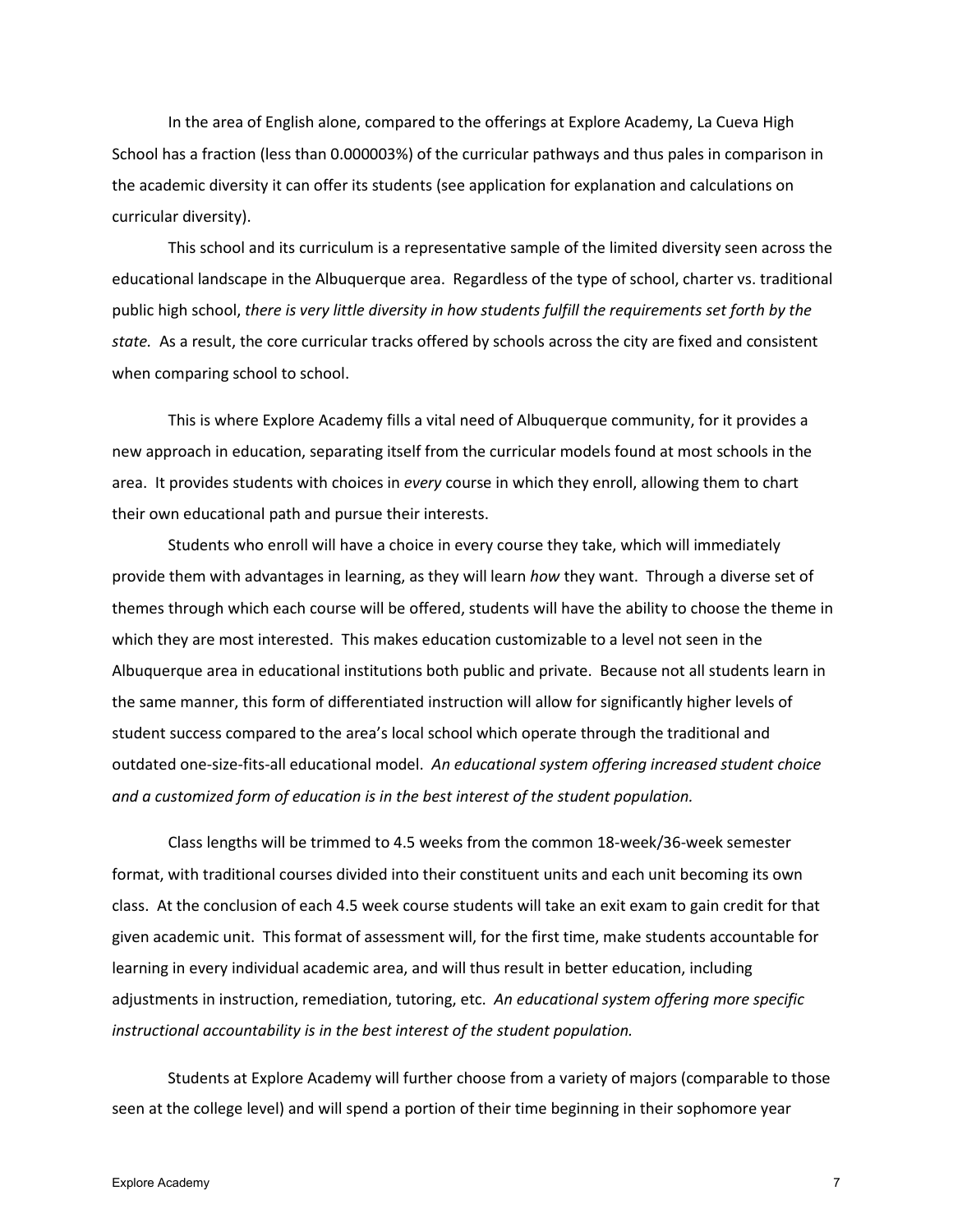In the area of English alone, compared to the offerings at Explore Academy, La Cueva High School has a fraction (less than 0.000003%) of the curricular pathways and thus pales in comparison in the academic diversity it can offer its students (see application for explanation and calculations on curricular diversity).

This school and its curriculum is a representative sample of the limited diversity seen across the educational landscape in the Albuquerque area. Regardless of the type of school, charter vs. traditional public high school, *there is very little diversity in how students fulfill the requirements set forth by the state.* As a result, the core curricular tracks offered by schools across the city are fixed and consistent when comparing school to school.

This is where Explore Academy fills a vital need of Albuquerque community, for it provides a new approach in education, separating itself from the curricular models found at most schools in the area. It provides students with choices in *every* course in which they enroll, allowing them to chart their own educational path and pursue their interests.

Students who enroll will have a choice in every course they take, which will immediately provide them with advantages in learning, as they will learn *how* they want. Through a diverse set of themes through which each course will be offered, students will have the ability to choose the theme in which they are most interested. This makes education customizable to a level not seen in the Albuquerque area in educational institutions both public and private. Because not all students learn in the same manner, this form of differentiated instruction will allow for significantly higher levels of student success compared to the area's local school which operate through the traditional and outdated one-size-fits-all educational model. *An educational system offering increased student choice and a customized form of education is in the best interest of the student population.*

Class lengths will be trimmed to 4.5 weeks from the common 18-week/36-week semester format, with traditional courses divided into their constituent units and each unit becoming its own class. At the conclusion of each 4.5 week course students will take an exit exam to gain credit for that given academic unit. This format of assessment will, for the first time, make students accountable for learning in every individual academic area, and will thus result in better education, including adjustments in instruction, remediation, tutoring, etc. *An educational system offering more specific instructional accountability is in the best interest of the student population.*

Students at Explore Academy will further choose from a variety of majors (comparable to those seen at the college level) and will spend a portion of their time beginning in their sophomore year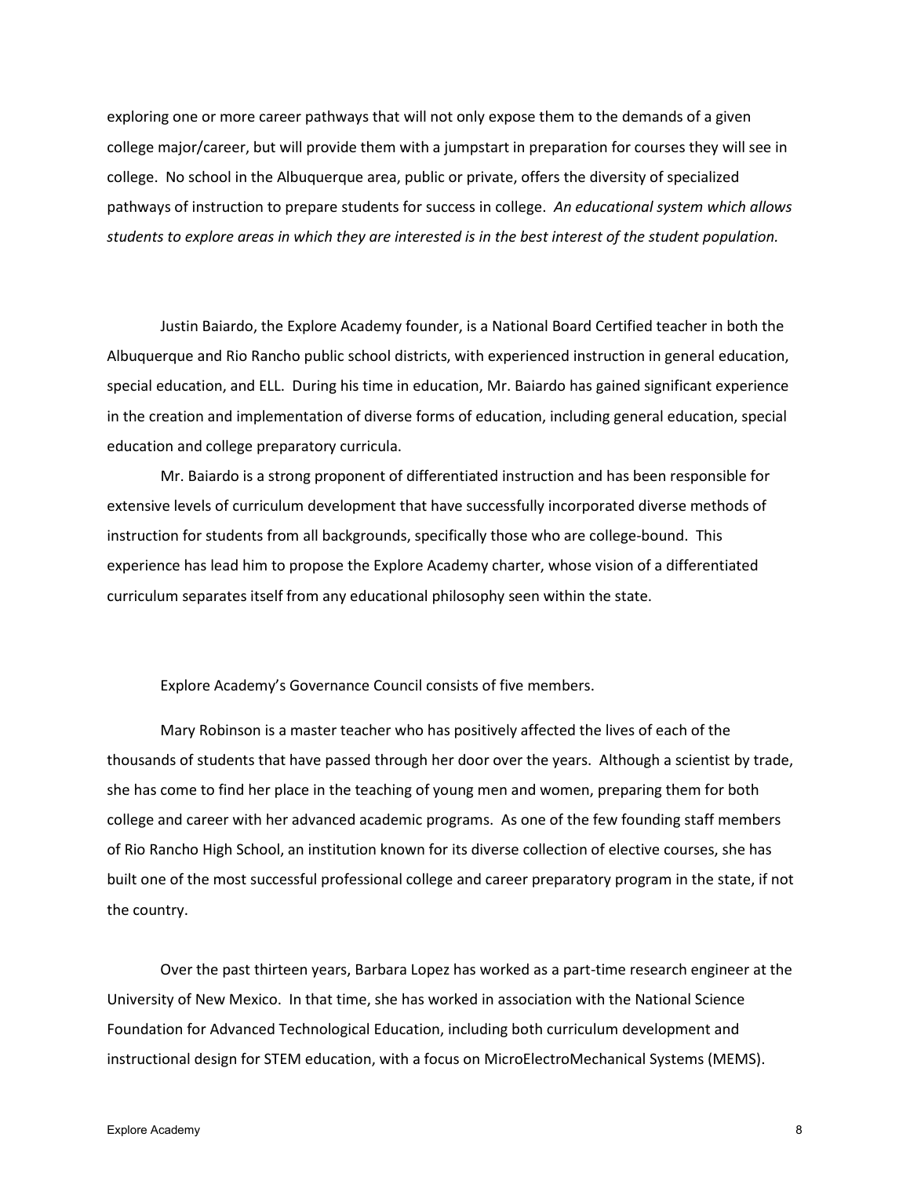exploring one or more career pathways that will not only expose them to the demands of a given college major/career, but will provide them with a jumpstart in preparation for courses they will see in college. No school in the Albuquerque area, public or private, offers the diversity of specialized pathways of instruction to prepare students for success in college. *An educational system which allows students to explore areas in which they are interested is in the best interest of the student population.*

Justin Baiardo, the Explore Academy founder, is a National Board Certified teacher in both the Albuquerque and Rio Rancho public school districts, with experienced instruction in general education, special education, and ELL. During his time in education, Mr. Baiardo has gained significant experience in the creation and implementation of diverse forms of education, including general education, special education and college preparatory curricula.

Mr. Baiardo is a strong proponent of differentiated instruction and has been responsible for extensive levels of curriculum development that have successfully incorporated diverse methods of instruction for students from all backgrounds, specifically those who are college-bound. This experience has lead him to propose the Explore Academy charter, whose vision of a differentiated curriculum separates itself from any educational philosophy seen within the state.

Explore Academy's Governance Council consists of five members.

Mary Robinson is a master teacher who has positively affected the lives of each of the thousands of students that have passed through her door over the years. Although a scientist by trade, she has come to find her place in the teaching of young men and women, preparing them for both college and career with her advanced academic programs. As one of the few founding staff members of Rio Rancho High School, an institution known for its diverse collection of elective courses, she has built one of the most successful professional college and career preparatory program in the state, if not the country.

Over the past thirteen years, Barbara Lopez has worked as a part-time research engineer at the University of New Mexico. In that time, she has worked in association with the National Science Foundation for Advanced Technological Education, including both curriculum development and instructional design for STEM education, with a focus on MicroElectroMechanical Systems (MEMS).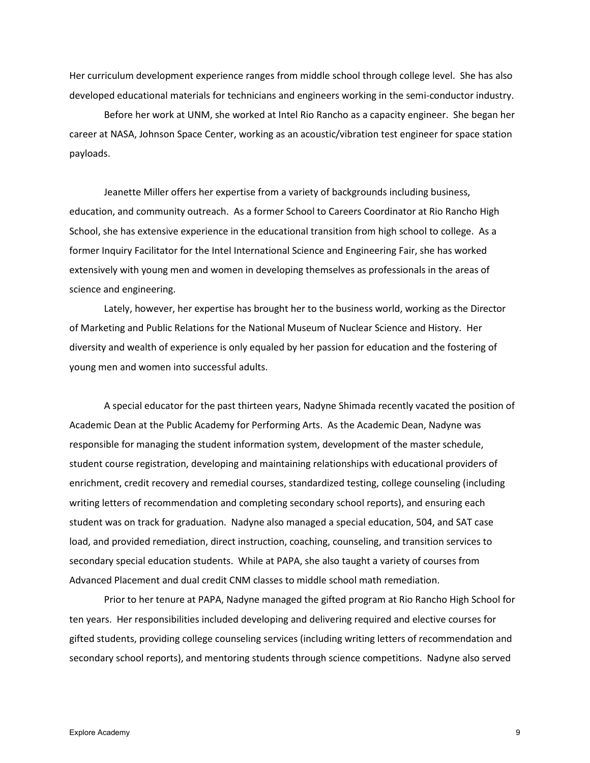Her curriculum development experience ranges from middle school through college level. She has also developed educational materials for technicians and engineers working in the semi-conductor industry.

Before her work at UNM, she worked at Intel Rio Rancho as a capacity engineer. She began her career at NASA, Johnson Space Center, working as an acoustic/vibration test engineer for space station payloads.

Jeanette Miller offers her expertise from a variety of backgrounds including business, education, and community outreach. As a former School to Careers Coordinator at Rio Rancho High School, she has extensive experience in the educational transition from high school to college. As a former Inquiry Facilitator for the Intel International Science and Engineering Fair, she has worked extensively with young men and women in developing themselves as professionals in the areas of science and engineering.

Lately, however, her expertise has brought her to the business world, working as the Director of Marketing and Public Relations for the National Museum of Nuclear Science and History. Her diversity and wealth of experience is only equaled by her passion for education and the fostering of young men and women into successful adults.

A special educator for the past thirteen years, Nadyne Shimada recently vacated the position of Academic Dean at the Public Academy for Performing Arts. As the Academic Dean, Nadyne was responsible for managing the student information system, development of the master schedule, student course registration, developing and maintaining relationships with educational providers of enrichment, credit recovery and remedial courses, standardized testing, college counseling (including writing letters of recommendation and completing secondary school reports), and ensuring each student was on track for graduation. Nadyne also managed a special education, 504, and SAT case load, and provided remediation, direct instruction, coaching, counseling, and transition services to secondary special education students. While at PAPA, she also taught a variety of courses from Advanced Placement and dual credit CNM classes to middle school math remediation.

Prior to her tenure at PAPA, Nadyne managed the gifted program at Rio Rancho High School for ten years. Her responsibilities included developing and delivering required and elective courses for gifted students, providing college counseling services (including writing letters of recommendation and secondary school reports), and mentoring students through science competitions. Nadyne also served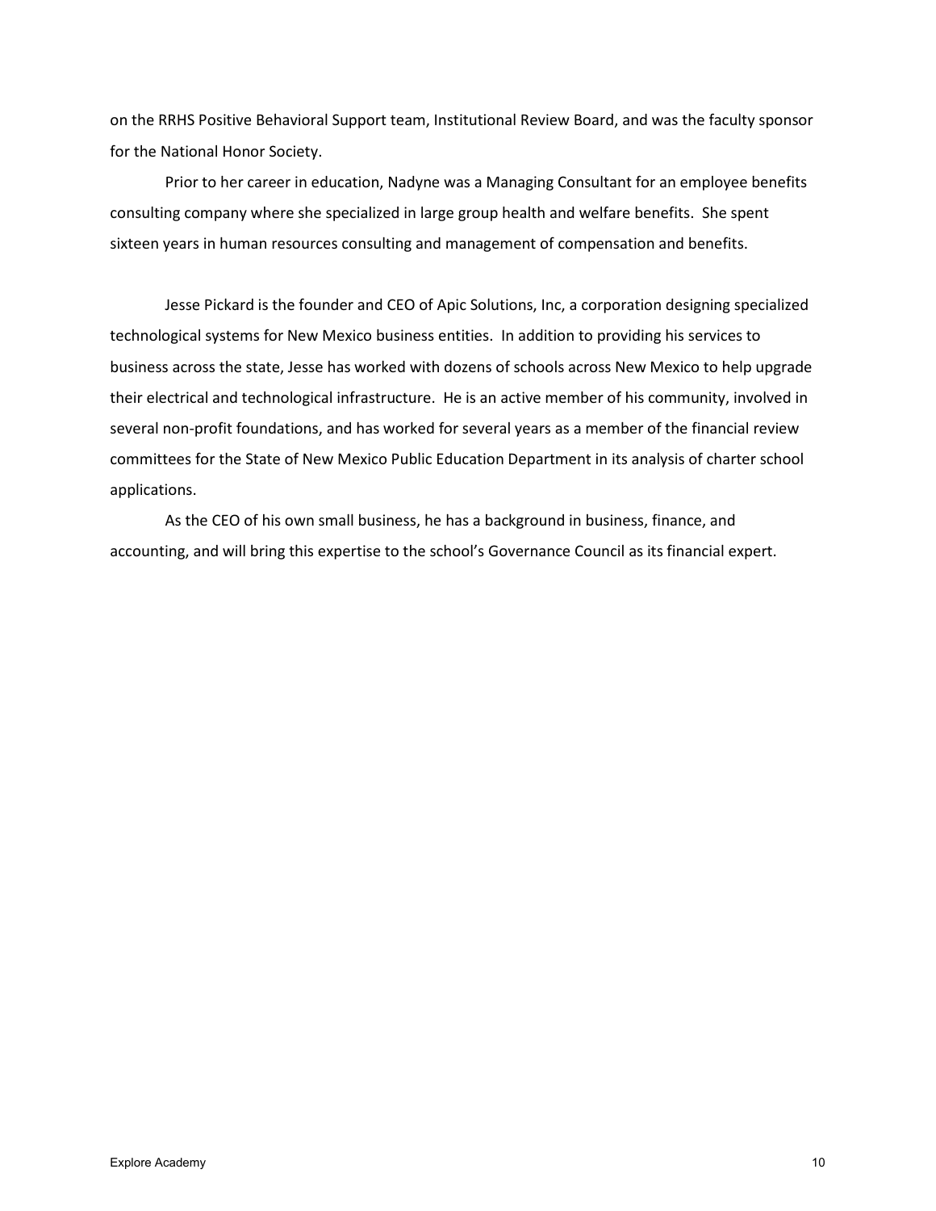on the RRHS Positive Behavioral Support team, Institutional Review Board, and was the faculty sponsor for the National Honor Society.

Prior to her career in education, Nadyne was a Managing Consultant for an employee benefits consulting company where she specialized in large group health and welfare benefits. She spent sixteen years in human resources consulting and management of compensation and benefits.

Jesse Pickard is the founder and CEO of Apic Solutions, Inc, a corporation designing specialized technological systems for New Mexico business entities. In addition to providing his services to business across the state, Jesse has worked with dozens of schools across New Mexico to help upgrade their electrical and technological infrastructure. He is an active member of his community, involved in several non-profit foundations, and has worked for several years as a member of the financial review committees for the State of New Mexico Public Education Department in its analysis of charter school applications.

As the CEO of his own small business, he has a background in business, finance, and accounting, and will bring this expertise to the school's Governance Council as its financial expert.